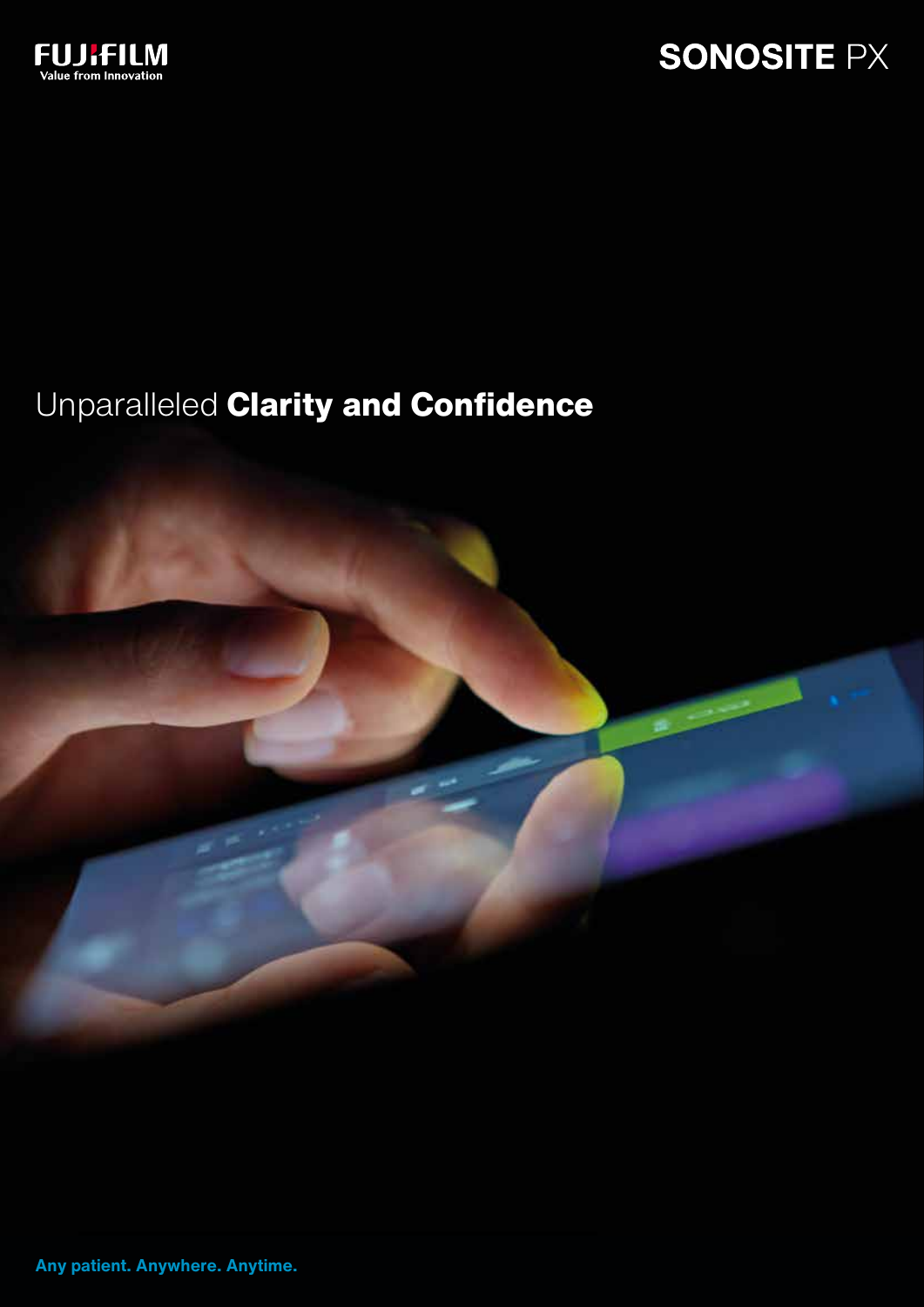FUJIFILM
Value from Innovation

# SONOSITE PX

## Unparalleled **Clarity and Confidence**

**Any patient. Anywhere. Anytime.**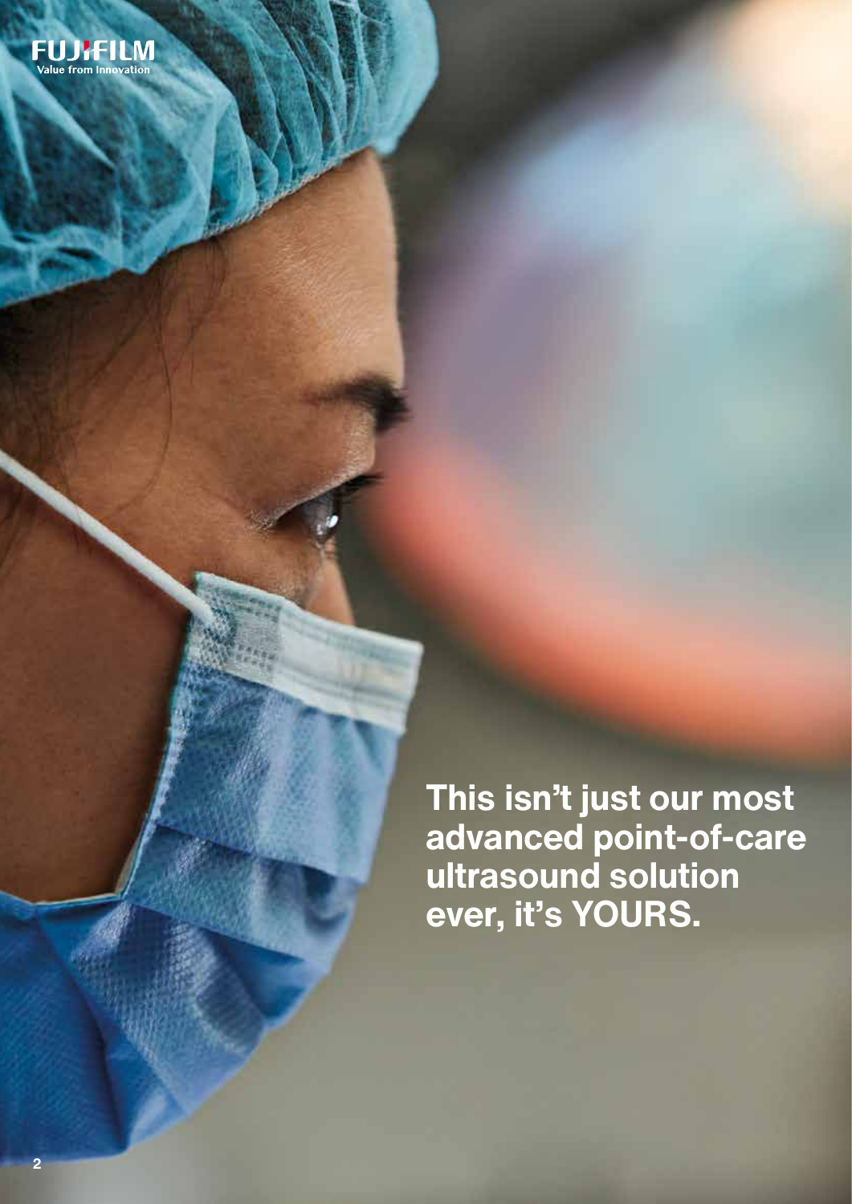FUJIFILM
Value from Innovation

**This isn't just our most advanced point-of-care ultrasound solution ever, it's YOURS.**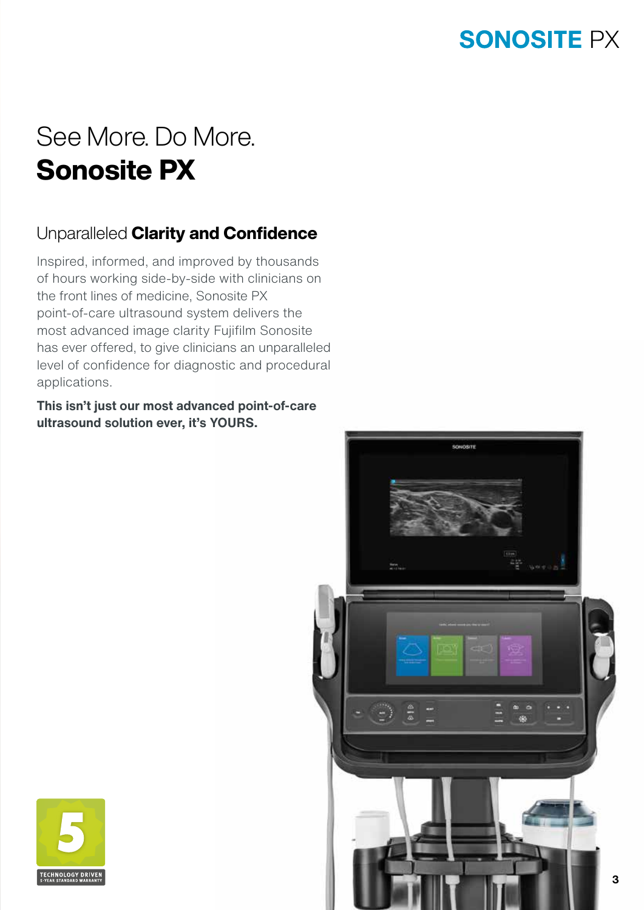# See More. Do More.
# **Sonosite PX**

## Unparalleled **Clarity and Confidence**

Inspired, informed, and improved by thousands of hours working side-by-side with clinicians on the front lines of medicine, Sonosite PX point-of-care ultrasound system delivers the most advanced image clarity Fujifilm Sonosite has ever offered, to give clinicians an unparalleled level of confidence for diagnostic and procedural applications.

**This isn't just our most advanced point-of-care ultrasound solution ever, it's YOURS.**

5

TECHNOLOGY DRIVEN
5-YEAR STANDARD WARRANTY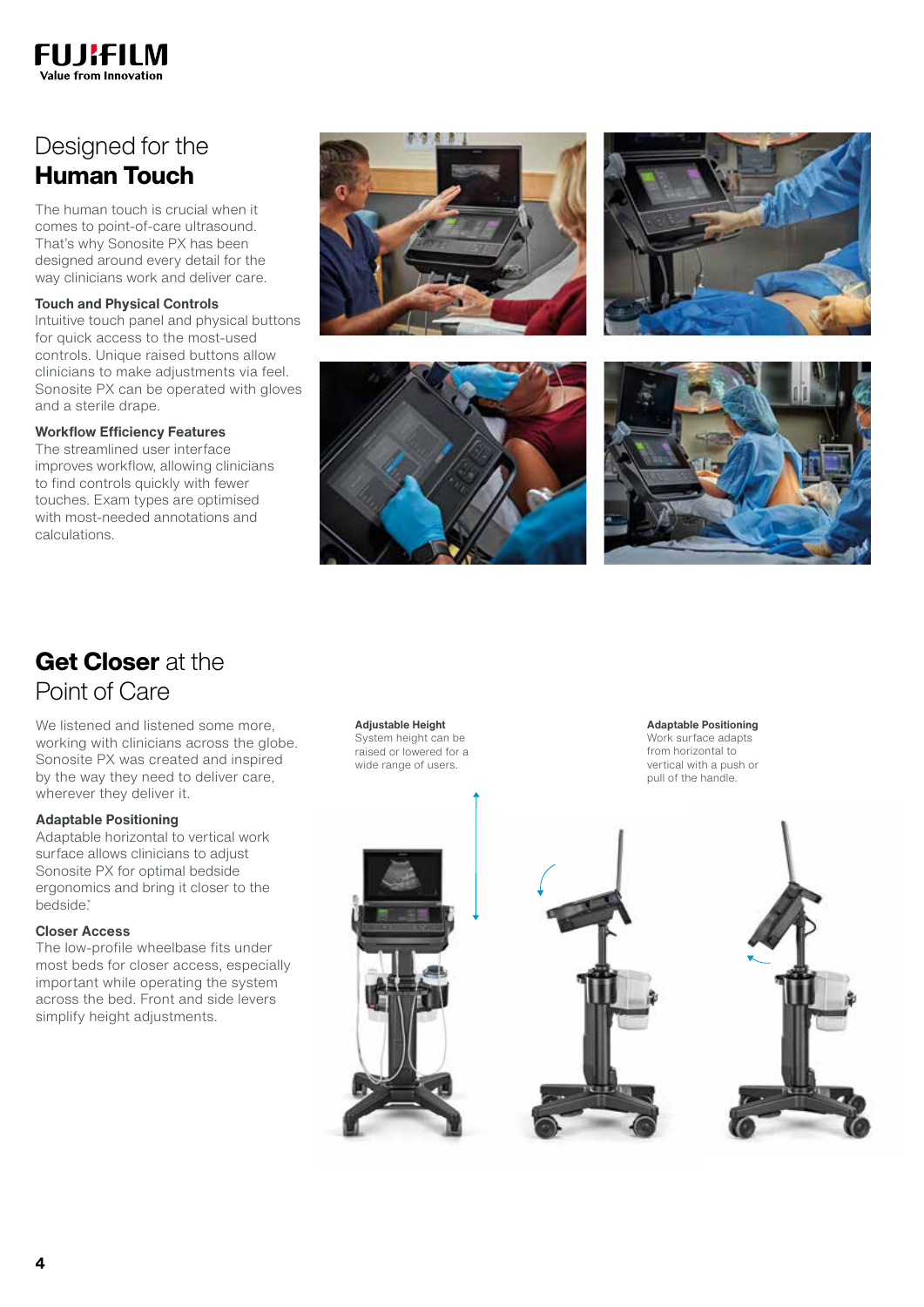# Designed for the **Human Touch**

The human touch is crucial when it comes to point-of-care ultrasound. That's why Sonosite PX has been designed around every detail for the way clinicians work and deliver care.

**Touch and Physical Controls**
Intuitive touch panel and physical buttons for quick access to the most-used controls. Unique raised buttons allow clinicians to make adjustments via feel. Sonosite PX can be operated with gloves and a sterile drape.

**Workflow Efficiency Features**
The streamlined user interface improves workflow, allowing clinicians to find controls quickly with fewer touches. Exam types are optimised with most-needed annotations and calculations.

# **Get Closer** at the Point of Care

We listened and listened some more, working with clinicians across the globe. Sonosite PX was created and inspired by the way they need to deliver care, wherever they deliver it.

**Adaptable Positioning**
Adaptable horizontal to vertical work surface allows clinicians to adjust Sonosite PX for optimal bedside ergonomics and bring it closer to the bedside.*

**Closer Access**
The low-profile wheelbase fits under most beds for closer access, especially important while operating the system across the bed. Front and side levers simplify height adjustments.

**Adjustable Height**
System height can be raised or lowered for a wide range of users.

**Adaptable Positioning**
Work surface adapts from horizontal to vertical with a push or pull of the handle.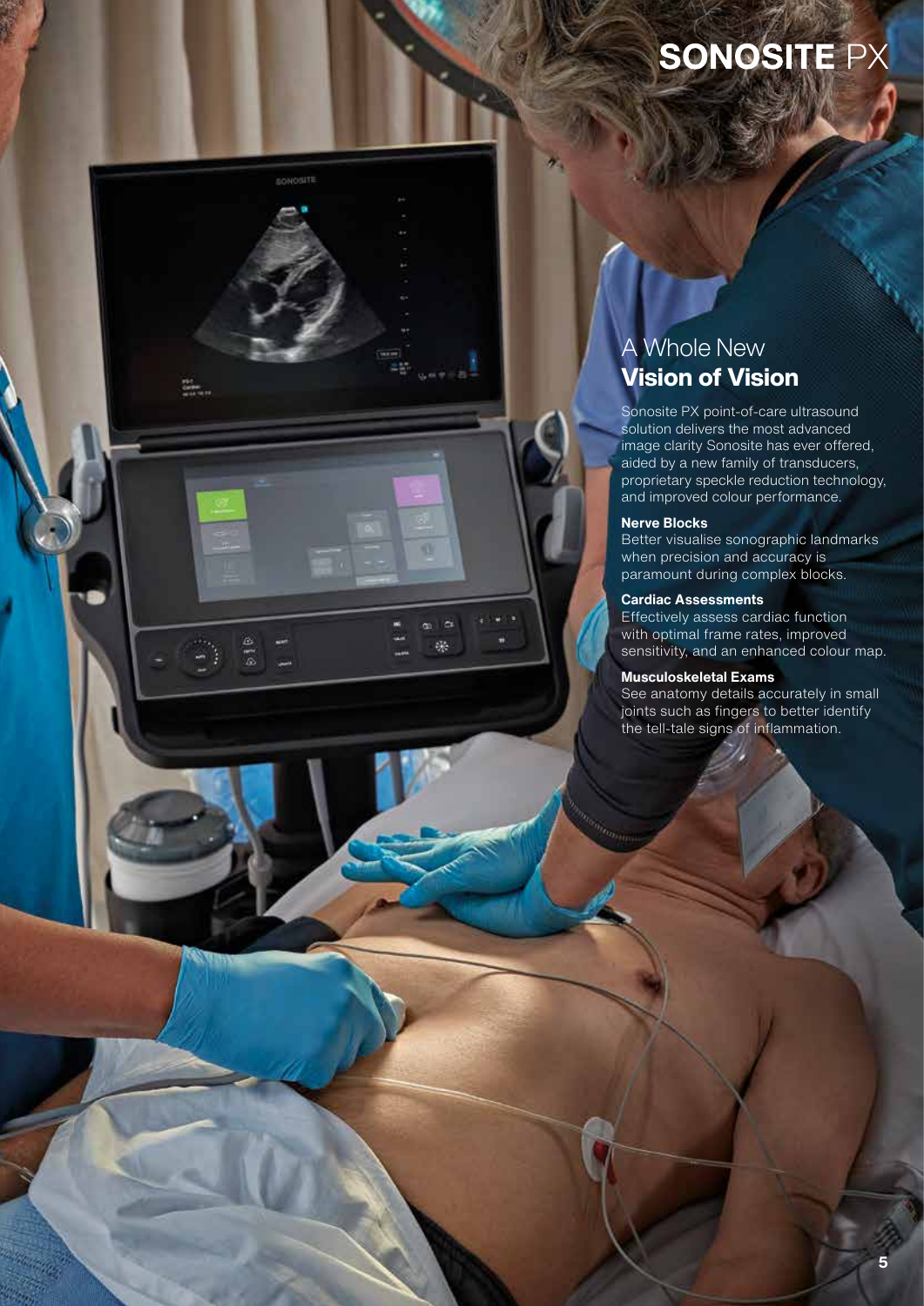# SONOSITE PX

## A Whole New **Vision of Vision**

Sonosite PX point-of-care ultrasound solution delivers the most advanced image clarity Sonosite has ever offered, aided by a new family of transducers, proprietary speckle reduction technology, and improved colour performance.

**Nerve Blocks**
Better visualise sonographic landmarks when precision and accuracy is paramount during complex blocks.

**Cardiac Assessments**
Effectively assess cardiac function with optimal frame rates, improved sensitivity, and an enhanced colour map.

**Musculoskeletal Exams**
See anatomy details accurately in small joints such as fingers to better identify the tell-tale signs of inflammation.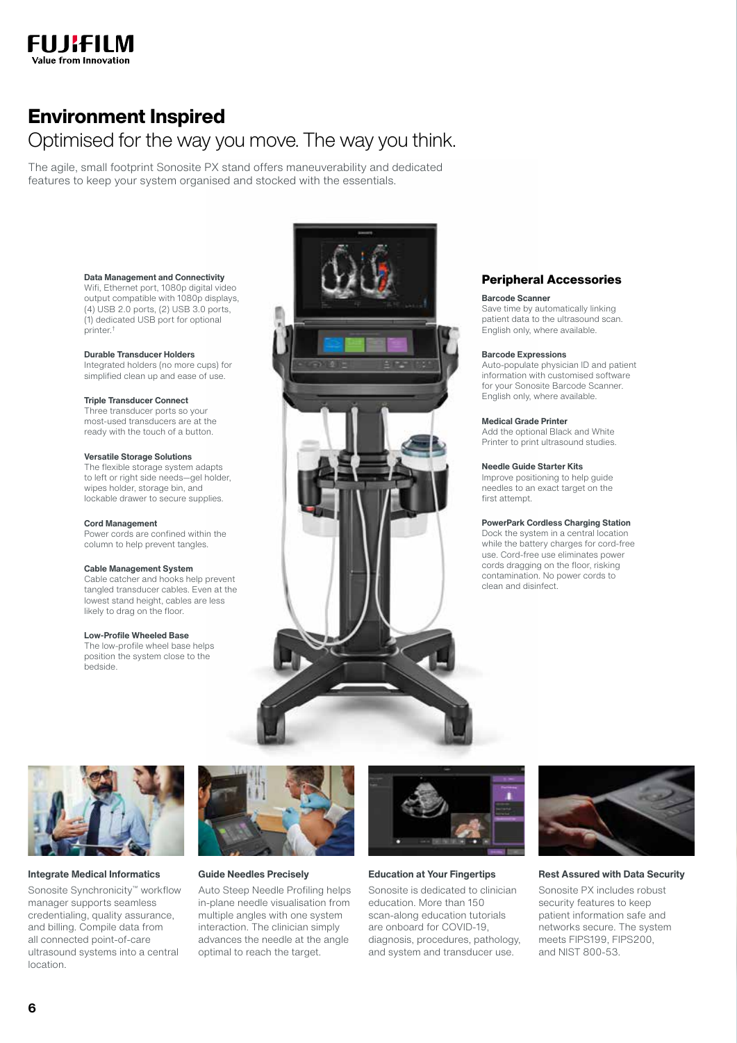# Environment Inspired

## Optimised for the way you move. The way you think.

The agile, small footprint Sonosite PX stand offers maneuverability and dedicated features to keep your system organised and stocked with the essentials.

**Data Management and Connectivity**
Wifi, Ethernet port, 1080p digital video output compatible with 1080p displays, (4) USB 2.0 ports, (2) USB 3.0 ports, (1) dedicated USB port for optional printer.[†]

**Durable Transducer Holders**
Integrated holders (no more cups) for simplified clean up and ease of use.

**Triple Transducer Connect**
Three transducer ports so your most-used transducers are at the ready with the touch of a button.

**Versatile Storage Solutions**
The flexible storage system adapts to left or right side needs—gel holder, wipes holder, storage bin, and lockable drawer to secure supplies.

**Cord Management**
Power cords are confined within the column to help prevent tangles.

**Cable Management System**
Cable catcher and hooks help prevent tangled transducer cables. Even at the lowest stand height, cables are less likely to drag on the floor.

**Low-Profile Wheeled Base**
The low-profile wheel base helps position the system close to the bedside.

### Peripheral Accessories

**Barcode Scanner**
Save time by automatically linking patient data to the ultrasound scan. English only, where available.

**Barcode Expressions**
Auto-populate physician ID and patient information with customised software for your Sonosite Barcode Scanner. English only, where available.

**Medical Grade Printer**
Add the optional Black and White Printer to print ultrasound studies.

**Needle Guide Starter Kits**
Improve positioning to help guide needles to an exact target on the first attempt.

**PowerPark Cordless Charging Station**
Dock the system in a central location while the battery charges for cord-free use. Cord-free use eliminates power cords dragging on the floor, risking contamination. No power cords to clean and disinfect.

**Integrate Medical Informatics**

Sonosite Synchronicity™ workflow manager supports seamless credentialing, quality assurance, and billing. Compile data from all connected point-of-care ultrasound systems into a central location.

**Guide Needles Precisely**

Auto Steep Needle Profiling helps in-plane needle visualisation from multiple angles with one system interaction. The clinician simply advances the needle at the angle optimal to reach the target.

**Education at Your Fingertips**

Sonosite is dedicated to clinician education. More than 150 scan-along education tutorials are onboard for COVID-19, diagnosis, procedures, pathology, and system and transducer use.

**Rest Assured with Data Security**

Sonosite PX includes robust security features to keep patient information safe and networks secure. The system meets FIPS199, FIPS200, and NIST 800-53.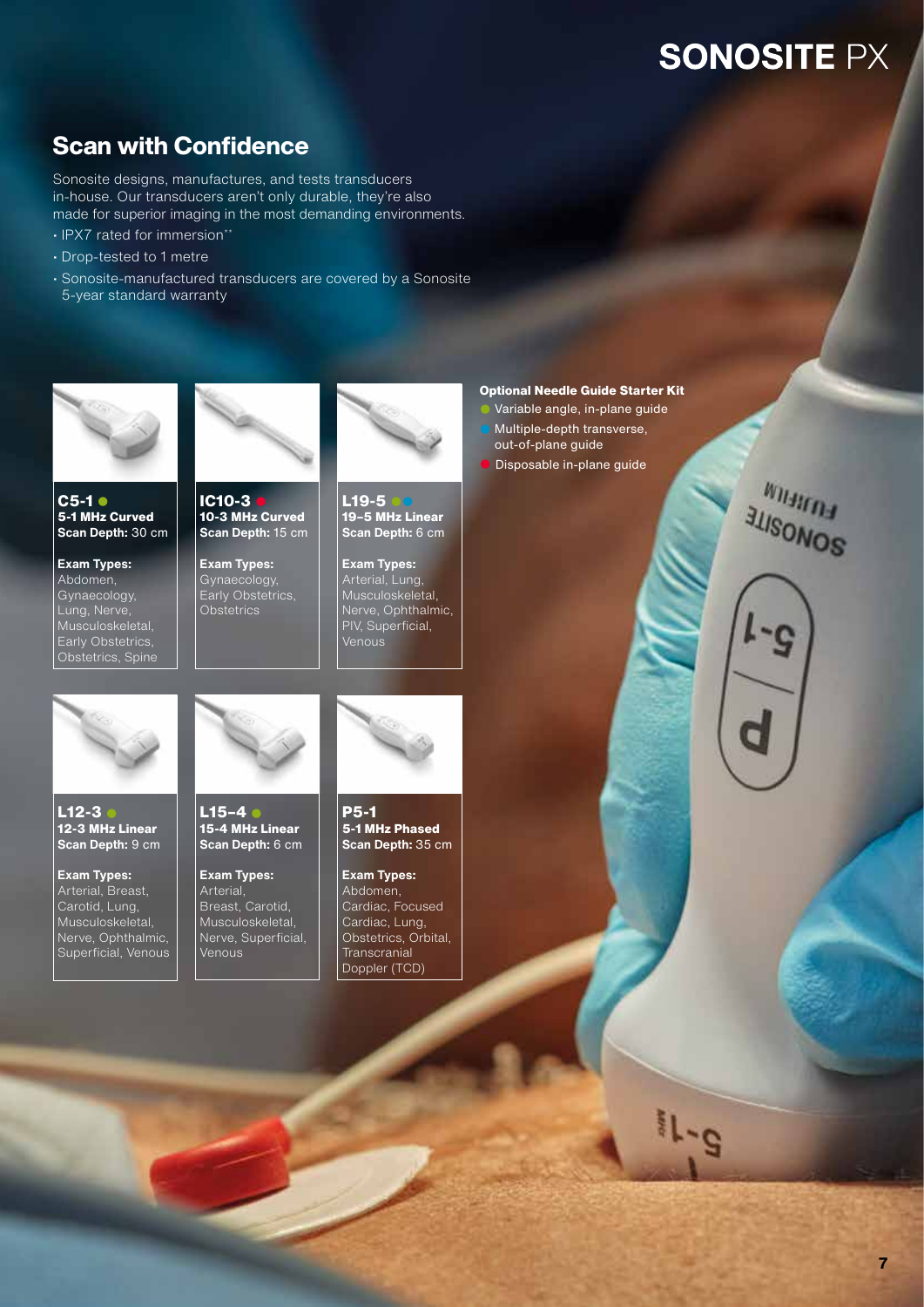# SONOSITE PX

## Scan with Confidence

Sonosite designs, manufactures, and tests transducers in-house. Our transducers aren't only durable, they're also made for superior imaging in the most demanding environments.

- IPX7 rated for immersion**
- Drop-tested to 1 metre
- Sonosite-manufactured transducers are covered by a Sonosite 5-year standard warranty

**C5-1** ●
**5-1 MHz Curved**
**Scan Depth:** 30 cm

**Exam Types:**
Abdomen, Gynaecology, Lung, Nerve, Musculoskeletal, Early Obstetrics, Obstetrics, Spine

**IC10-3** ●
**10-3 MHz Curved**
**Scan Depth:** 15 cm

**Exam Types:**
Gynaecology, Early Obstetrics, Obstetrics

**L19-5** ●●
**19–5 MHz Linear**
**Scan Depth:** 6 cm

**Exam Types:**
Arterial, Lung, Musculoskeletal, Nerve, Ophthalmic, PIV, Superficial, Venous

**L12-3** ●
**12-3 MHz Linear**
**Scan Depth:** 9 cm

**Exam Types:**
Arterial, Breast, Carotid, Lung, Musculoskeletal, Nerve, Ophthalmic, Superficial, Venous

**L15–4** ●
**15-4 MHz Linear**
**Scan Depth:** 6 cm

**Exam Types:**
Arterial, Breast, Carotid, Musculoskeletal, Nerve, Superficial, Venous

**P5-1**
**5-1 MHz Phased**
**Scan Depth:** 35 cm

**Exam Types:**
Abdomen, Cardiac, Focused Cardiac, Lung, Obstetrics, Orbital, Transcranial Doppler (TCD)

**Optional Needle Guide Starter Kit**

- ● Variable angle, in-plane guide
- ● Multiple-depth transverse, out-of-plane guide
- ● Disposable in-plane guide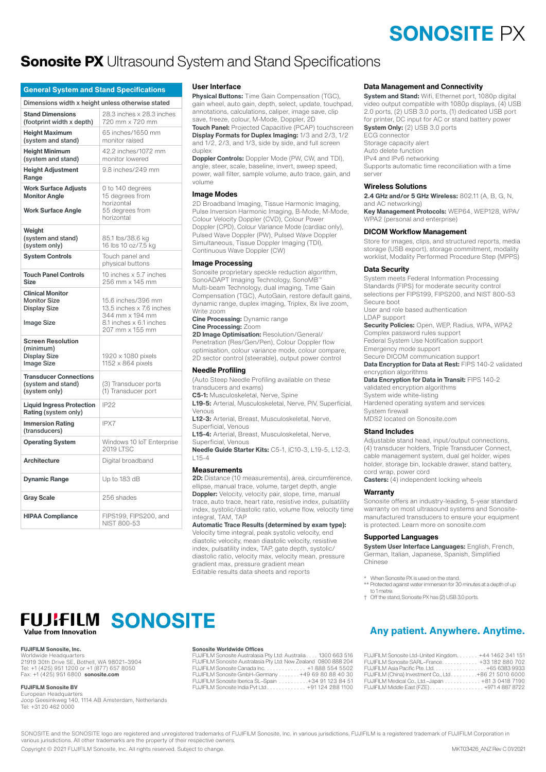# SONOSITE PX

# **Sonosite PX** Ultrasound System and Stand Specifications

## General System and Stand Specifications

| Dimensions width x height unless otherwise stated | |
|---|---|
| **Stand Dimensions** (footprint width x depth) | 28.3 inches x 28.3 inches<br>720 mm x 720 mm |
| **Height Maximum** (system and stand) | 65 inches/1650 mm<br>monitor raised |
| **Height Minimum** (system and stand) | 42.2 inches/1072 mm<br>monitor lowered |
| **Height Adjustment Range** | 9.8 inches/249 mm |
| **Work Surface Adjusts Monitor Angle**<br><br>**Work Surface Angle** | 0 to 140 degrees<br>15 degrees from horizontal<br>55 degrees from horizontal |
| **Weight**<br>(system and stand)<br>(system only) | <br>85.1 lbs/38.6 kg<br>16 lbs 10 oz/7.5 kg |
| **System Controls** | Touch panel and physical buttons |
| **Touch Panel Controls Size** | 10 inches x 5.7 inches<br>256 mm x 145 mm |
| **Clinical Monitor**<br>**Monitor Size**<br>**Display Size**<br><br>**Image Size** | <br>15.6 inches/396 mm<br>13.5 inches x 7.6 inches<br>344 mm x 194 mm<br>8.1 inches x 6.1 inches<br>207 mm x 155 mm |
| **Screen Resolution (minimum)**<br>**Display Size**<br>**Image Size** | <br>1920 x 1080 pixels<br>1152 x 864 pixels |
| **Transducer Connections**<br>(system and stand)<br>(system only) | <br>(3) Transducer ports<br>(1) Transducer port |
| **Liquid Ingress Protection Rating (system only)** | IP22 |
| **Immersion Rating (transducers)** | IPX7 |
| **Operating System** | Windows 10 IoT Enterprise 2019 LTSC |
| **Architecture** | Digital broadband |
| **Dynamic Range** | Up to 183 dB |
| **Gray Scale** | 256 shades |
| **HIPAA Compliance** | FIPS199, FIPS200, and NIST 800-53 |

### User Interface

**Physical Buttons:** Time Gain Compensation (TGC), gain wheel, auto gain, depth, select, update, touchpad, annotations, calculations, caliper, image save, clip save, freeze, colour, M-Mode, Doppler, 2D
**Touch Panel:** Projected Capacitive (PCAP) touchscreen
**Display Formats for Duplex Imaging:** 1/3 and 2/3, 1/2 and 1/2, 2/3, and 1/3, side by side, and full screen duplex
**Doppler Controls:** Doppler Mode (PW, CW, and TDI), angle, steer, scale, baseline, invert, sweep speed, power, wall filter, sample volume, auto trace, gain, and volume

### Image Modes

2D Broadband Imaging, Tissue Harmonic Imaging, Pulse Inversion Harmonic Imaging, B-Mode, M-Mode, Colour Velocity Doppler (CVD), Colour Power Doppler (CPD), Colour Variance Mode (cardiac only), Pulsed Wave Doppler (PW), Pulsed Wave Doppler Simultaneous, Tissue Doppler Imaging (TDI), Continuous Wave Doppler (CW)

### Image Processing

Sonosite proprietary speckle reduction algorithm, SonoADAPT Imaging Technology, SonoMB™ Multi-beam Technology, dual imaging, Time Gain Compensation (TGC), AutoGain, restore default gains, image range, duplex imaging, Triplex, 8x live zoom, Write zoom
**Cine Processing:** Dynamic range
**Cine Processing:** Zoom
**2D Image Optimisation:** Resolution/General/Penetration (Res/Gen/Pen), Colour Doppler flow optimisation, colour variance mode, colour compare, 2D sector control (steerable), output power control

### Needle Profiling

(Auto Steep Needle Profiling available on these transducers and exams)
**C5-1:** Musculoskeletal, Nerve, Spine
**L19-5:** Arterial, Musculoskeletal, Nerve, PIV, Superficial, Venous
**L12-3:** Arterial, Breast, Musculoskeletal, Nerve, Superficial, Venous
**L15-4:** Arterial, Breast, Musculoskeletal, Nerve, Superficial, Venous
**Needle Guide Starter Kits:** C5-1, IC10-3, L19-5, L12-3, L15-4

### Measurements

**2D:** Distance (10 measurements), area, circumference, ellipse, manual trace, volume, target depth, angle
**Doppler:** Velocity, velocity pair, slope, time, manual trace, auto trace, heart rate, resistive index, pulsatility index, systolic/diastolic ratio, volume flow, velocity time integral, TAM, TAP
**Automatic Trace Results (determined by exam type):** Velocity time integral, peak systolic velocity, end diastolic velocity, mean diastolic velocity, resistive index, pulsatility index, TAP, gate depth, systolic/diastolic ratio, velocity max, velocity mean, pressure gradient max, pressure gradient mean
Editable results data sheets and reports

### Data Management and Connectivity

**System and Stand:** Wifi, Ethernet port, 1080p digital video output compatible with 1080p displays, (4) USB 2.0 ports, (2) USB 3.0 ports, (1) dedicated USB port for printer, DC input for AC or stand battery power
**System Only:** (2) USB 3.0 ports
ECG connector
Storage capacity alert
Auto delete function
IPv4 and IPv6 networking
Supports automatic time reconciliation with a time server

### Wireless Solutions

**2.4 GHz and/or 5 GHz Wireless:** 802.11 (A, B, G, N, and AC networking)
**Key Management Protocols:** WEP64, WEP128, WPA/WPA2 (personal and enterprise)

### DICOM Workflow Management

Store for images, clips, and structured reports, media storage (USB export), storage commitment, modality worklist, Modality Performed Procedure Step (MPPS)

### Data Security

System meets Federal Information Processing Standards (FIPS) for moderate security control selections per FIPS199, FIPS200, and NIST 800-53
Secure boot
User and role based authentication
LDAP support
**Security Policies:** Open, WEP, Radius, WPA, WPA2
Complex password rules support
Federal System Use Notification support
Emergency mode support
Secure DICOM communication support
**Data Encryption for Data at Rest:** FIPS 140-2 validated encryption algorithms
**Data Encryption for Data in Transit:** FIPS 140-2 validated encryption algorithms
System wide white-listing
Hardened operating system and services
System firewall
MDS2 located on Sonosite.com

### Stand Includes

Adjustable stand head, input/output connections, (4) transducer holders, Triple Transducer Connect, cable management system, dual gel holder, wipes holder, storage bin, lockable drawer, stand battery, cord wrap, power cord
**Casters:** (4) independent locking wheels

### Warranty

Sonosite offers an industry-leading, 5-year standard warranty on most ultrasound systems and Sonosite-manufactured transducers to ensure your equipment is protected. Learn more on sonosite.com

### Supported Languages

**System User Interface Languages:** English, French, German, Italian, Japanese, Spanish, Simplified Chinese

\* When Sonosite PX is used on the stand.
\*\* Protected against water immersion for 30 minutes at a depth of up to 1 metre.
† Off the stand, Sonosite PX has (2) USB 3.0 ports.

FUJIFILM SONOSITE
Value from Innovation

**Any patient. Anywhere. Anytime.**

**FUJIFILM Sonosite, Inc.**
Worldwide Headquarters
21919 30th Drive SE, Bothell, WA 98021-3904
Tel: +1 (425) 951 1200 or +1 (877) 657 8050
Fax: +1 (425) 951 6800 **sonosite.com**

**FUJIFILM Sonosite BV**
European Headquarters
Joop Geesinkweg 140, 1114 AB Amsterdam, Netherlands
Tel: +31 20 462 0000

**Sonosite Worldwide Offices**
FUJIFILM Sonosite Australasia Pty Ltd: Australia . . . . 1300 663 516
FUJIFILM Sonosite Australasia Pty Ltd: New Zealand 0800 888 204
FUJIFILM Sonosite Canada Inc. . . . . . . . . . . . . . +1 888 554 5502
FUJIFILM Sonosite GmbH–Germany . . . . . . . +49 69 80 88 40 30
FUJIFILM Sonosite Iberica SL–Spain . . . . . . . . . .+34 91 123 84 51
FUJIFILM Sonosite India Pvt Ltd . . . . . . . . . . . . +91 124 288 1100
FUJIFILM Sonosite Ltd–United Kingdom. . . . . . . +44 1462 341 151
FUJIFILM Sonosite SARL–France. . . . . . . . . . . . +33 182 880 702
FUJIFILM Asia Pacific Pte. Ltd. . . . . . . . . . . . . . . . . +65 6383 9933
FUJIFILM (China) Investment Co., Ltd. . . . . . . . .+86 21 5010 6000
FUJIFILM Medical Co., Ltd.–Japan . . . . . . . . . . . . +81 3 0418 7190
FUJIFILM Middle East (FZE) . . . . . . . . . . . . . . . . . +971 4 887 8722

SONOSITE and the SONOSITE logo are registered and unregistered trademarks of FUJIFILM Sonosite, Inc. in various jurisdictions. FUJIFILM is a registered trademark of FUJIFILM Corporation in various jurisdictions. All other trademarks are the property of their respective owners.
Copyright © 2021 FUJIFILM Sonosite, Inc. All rights reserved. Subject to change.

MKT03426_ANZ Rev C 01/2021